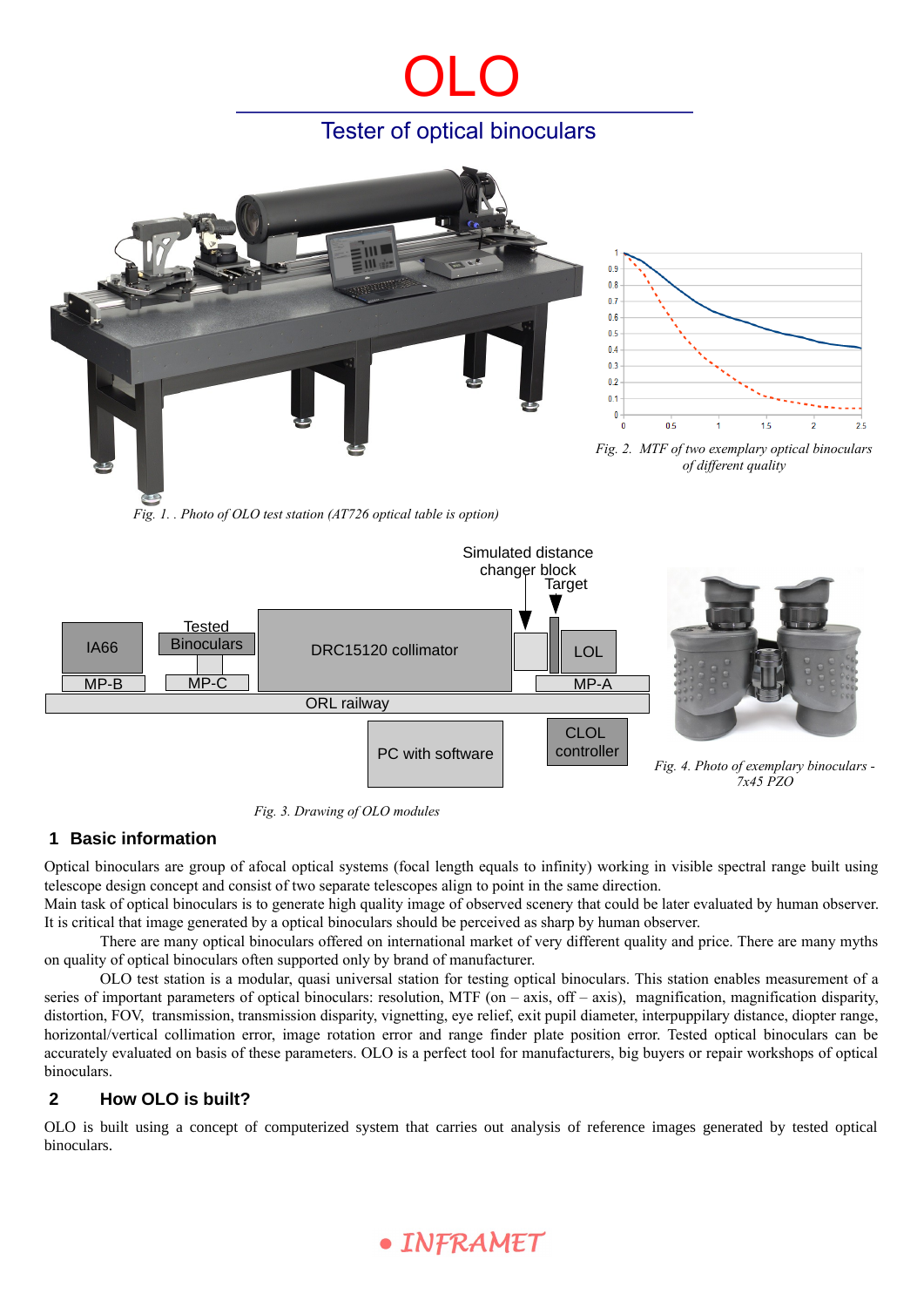# OLO

## Tester of optical binoculars

*Fig. 1. . Photo of OLO test station (AT726 optical table is option)*

*Fig. 2. MTF of two exemplary optical binoculars of different quality*

*Fig. 3. Drawing of OLO modules*

*Fig. 4. Photo of exemplary binoculars - 7x45 PZO*

## 1 Basic information

Optical binoculars are group of afocal optical systems (focal length equals to infinity) working in visible spectral range built using telescope design concept and consist of two separate telescopes align to point in the same direction.

Main task of optical binoculars is to generate high quality image of observed scenery that could be later evaluated by human observer. It is critical that image generated by a optical binoculars should be perceived as sharp by human observer.

There are many optical binoculars offered on international market of very different quality and price. There are many myths on quality of optical binoculars often supported only by brand of manufacturer.

OLO test station is a modular, quasi universal station for testing optical binoculars. This station enables measurement of a series of important parameters of optical binoculars: resolution, MTF (on – axis, off – axis), magnification, magnification disparity, distortion, FOV, transmission, transmission disparity, vignetting, eye relief, exit pupil diameter, interpuppilary distance, diopter range, horizontal/vertical collimation error, image rotation error and range finder plate position error. Tested optical binoculars can be accurately evaluated on basis of these parameters. OLO is a perfect tool for manufacturers, big buyers or repair workshops of optical binoculars.

## 2 How OLO is built?

OLO is built using a concept of computerized system that carries out analysis of reference images generated by tested optical binoculars.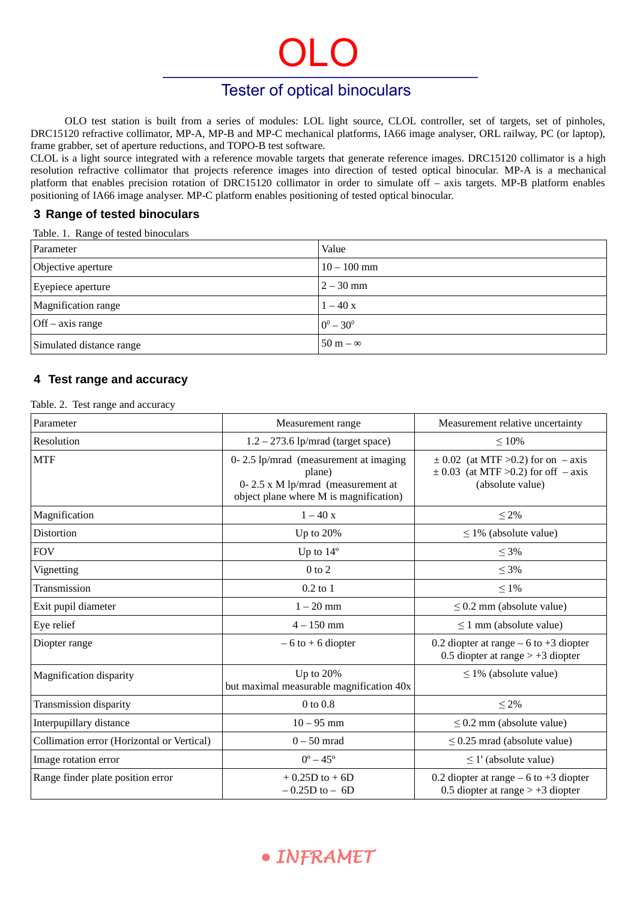# OLO

## Tester of optical binoculars

OLO test station is built from a series of modules: LOL light source, CLOL controller, set of targets, set of pinholes, DRC15120 refractive collimator, MP-A, MP-B and MP-C mechanical platforms, IA66 image analyser, ORL railway, PC (or laptop), frame grabber, set of aperture reductions, and TOPO-B test software.

CLOL is a light source integrated with a reference movable targets that generate reference images. DRC15120 collimator is a high resolution refractive collimator that projects reference images into direction of tested optical binocular. MP-A is a mechanical platform that enables precision rotation of DRC15120 collimator in order to simulate off – axis targets. MP-B platform enables positioning of IA66 image analyser. MP-C platform enables positioning of tested optical binocular.

### 3 Range of tested binoculars

Table. 1. Range of tested binoculars

| Parameter | Value |
|---|---|
| Objective aperture | 10 – 100 mm |
| Eyepiece aperture | 2 – 30 mm |
| Magnification range | 1 – 40 x |
| Off – axis range | $0^0 – 30^0$ |
| Simulated distance range | 50 m – ∞ |

### 4 Test range and accuracy

Table. 2. Test range and accuracy

| Parameter | Measurement range | Measurement relative uncertainty |
|---|---|---|
| Resolution | 1.2 – 273.6 lp/mrad (target space) | ≤ 10% |
| MTF | 0- 2.5 lp/mrad (measurement at imaging plane)<br>0- 2.5 x M lp/mrad (measurement at object plane where M is magnification) | ± 0.02 (at MTF >0.2) for on – axis<br>± 0.03 (at MTF >0.2) for off – axis<br>(absolute value) |
| Magnification | 1 – 40 x | ≤ 2% |
| Distortion | Up to 20% | ≤ 1% (absolute value) |
| FOV | Up to 14º | ≤ 3% |
| Vignetting | 0 to 2 | ≤ 3% |
| Transmission | 0.2 to 1 | ≤ 1% |
| Exit pupil diameter | 1 – 20 mm | ≤ 0.2 mm (absolute value) |
| Eye relief | 4 – 150 mm | ≤ 1 mm (absolute value) |
| Diopter range | – 6 to + 6 diopter | 0.2 diopter at range – 6 to +3 diopter<br>0.5 diopter at range > +3 diopter |
| Magnification disparity | Up to 20%<br>but maximal measurable magnification 40x | ≤ 1% (absolute value) |
| Transmission disparity | 0 to 0.8 | ≤ 2% |
| Interpupillary distance | 10 – 95 mm | ≤ 0.2 mm (absolute value) |
| Collimation error (Horizontal or Vertical) | 0 – 50 mrad | ≤ 0.25 mrad (absolute value) |
| Image rotation error | 0º – 45º | ≤ 1' (absolute value) |
| Range finder plate position error | + 0.25D to + 6D<br>– 0.25D to – 6D | 0.2 diopter at range – 6 to +3 diopter<br>0.5 diopter at range > +3 diopter |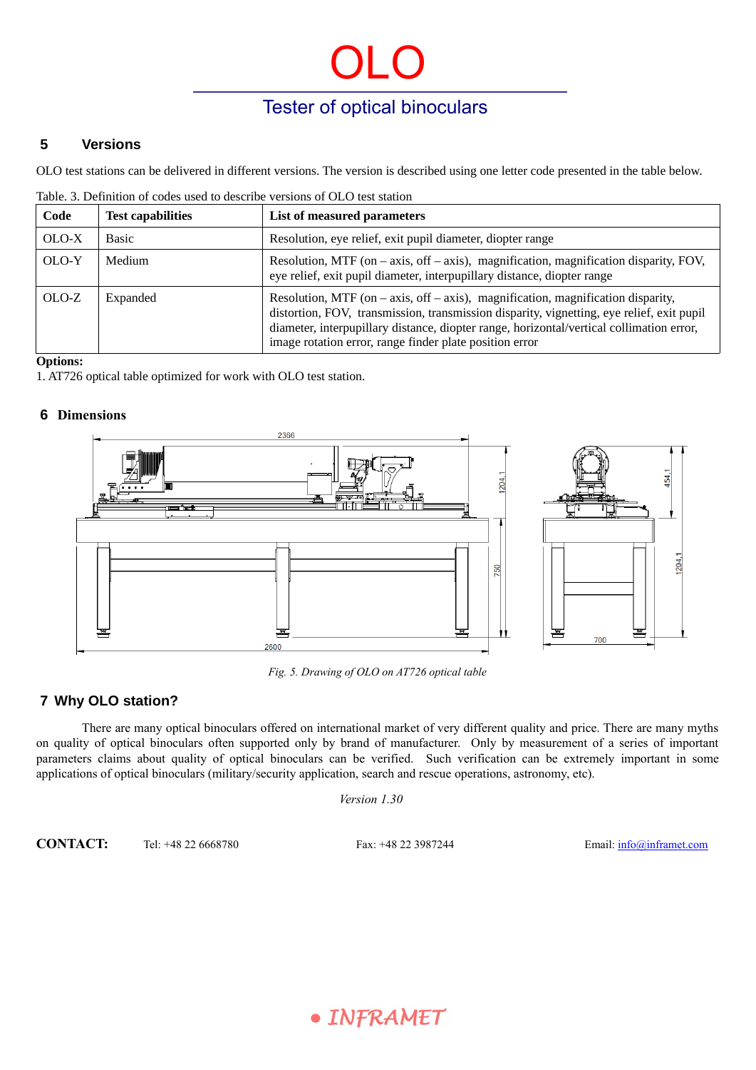# OLO

## Tester of optical binoculars

## 5 Versions

OLO test stations can be delivered in different versions. The version is described using one letter code presented in the table below.

Table. 3. Definition of codes used to describe versions of OLO test station

| Code | Test capabilities | List of measured parameters |
|---|---|---|
| OLO-X | Basic | Resolution, eye relief, exit pupil diameter, diopter range |
| OLO-Y | Medium | Resolution, MTF (on – axis, off – axis), magnification, magnification disparity, FOV, eye relief, exit pupil diameter, interpupillary distance, diopter range |
| OLO-Z | Expanded | Resolution, MTF (on – axis, off – axis), magnification, magnification disparity, distortion, FOV, transmission, transmission disparity, vignetting, eye relief, exit pupil diameter, interpupillary distance, diopter range, horizontal/vertical collimation error, image rotation error, range finder plate position error |

**Options:**

1. AT726 optical table optimized for work with OLO test station.

## 6 Dimensions

2366

1204,1

750

2600

454,1

1204,1

700

*Fig. 5. Drawing of OLO on AT726 optical table*

## 7 Why OLO station?

There are many optical binoculars offered on international market of very different quality and price. There are many myths on quality of optical binoculars often supported only by brand of manufacturer. Only by measurement of a series of important parameters claims about quality of optical binoculars can be verified. Such verification can be extremely important in some applications of optical binoculars (military/security application, search and rescue operations, astronomy, etc).

*Version 1.30*

**CONTACT:** Tel: +48 22 6668780 Fax: +48 22 3987244 Email: info@inframet.com

INFRAMET